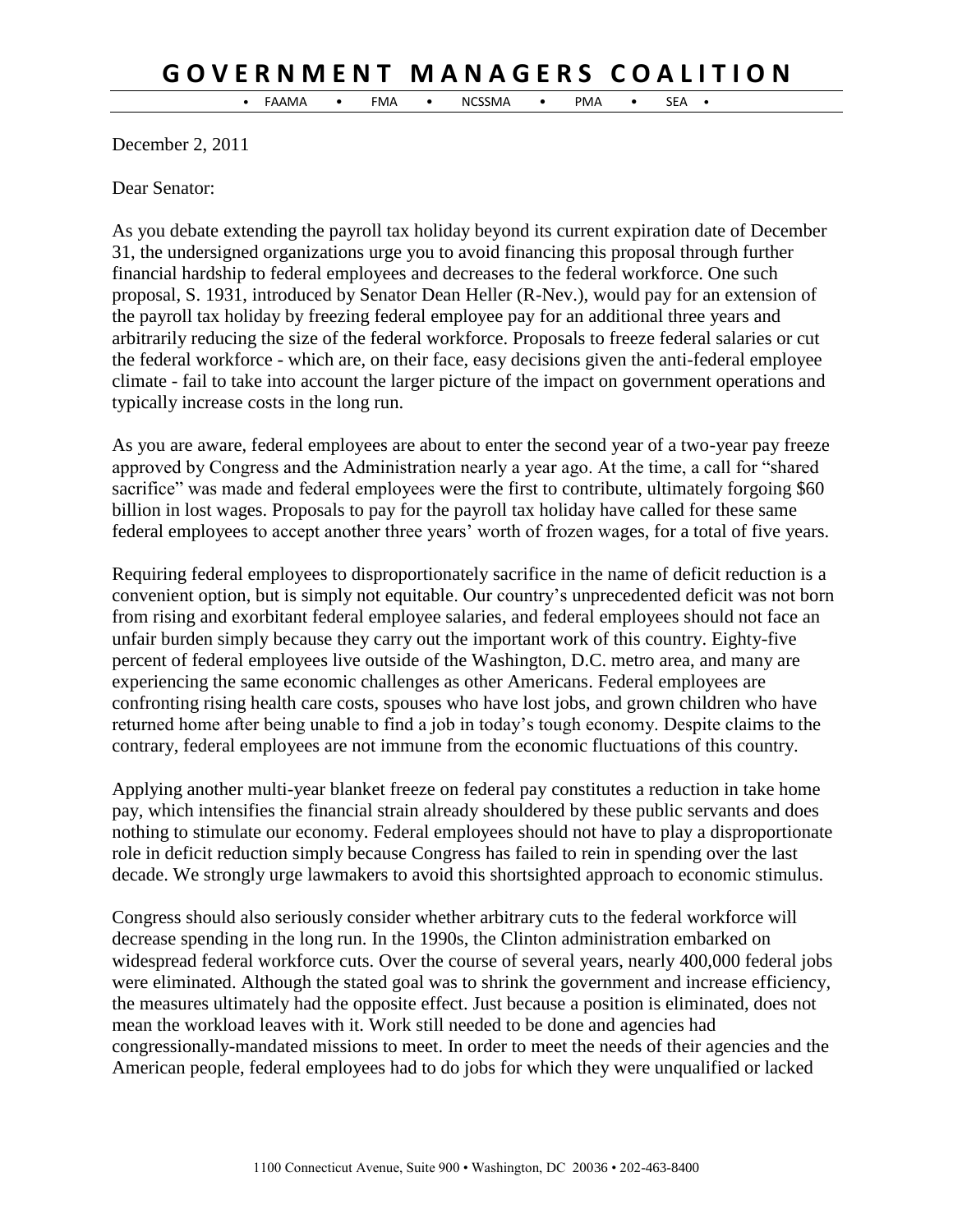# GOVERNMENT MANAGERS COALITION

• FAAMA • FMA • NCSSMA • PMA • SEA •

December 2, 2011

Dear Senator:

As you debate extending the payroll tax holiday beyond its current expiration date of December 31, the undersigned organizations urge you to avoid financing this proposal through further financial hardship to federal employees and decreases to the federal workforce. One such proposal, S. 1931, introduced by Senator Dean Heller (R-Nev.), would pay for an extension of the payroll tax holiday by freezing federal employee pay for an additional three years and arbitrarily reducing the size of the federal workforce. Proposals to freeze federal salaries or cut the federal workforce - which are, on their face, easy decisions given the anti-federal employee climate - fail to take into account the larger picture of the impact on government operations and typically increase costs in the long run.

As you are aware, federal employees are about to enter the second year of a two-year pay freeze approved by Congress and the Administration nearly a year ago. At the time, a call for "shared sacrifice" was made and federal employees were the first to contribute, ultimately forgoing $60 billion in lost wages. Proposals to pay for the payroll tax holiday have called for these same federal employees to accept another three years' worth of frozen wages, for a total of five years.

Requiring federal employees to disproportionately sacrifice in the name of deficit reduction is a convenient option, but is simply not equitable. Our country's unprecedented deficit was not born from rising and exorbitant federal employee salaries, and federal employees should not face an unfair burden simply because they carry out the important work of this country. Eighty-five percent of federal employees live outside of the Washington, D.C. metro area, and many are experiencing the same economic challenges as other Americans. Federal employees are confronting rising health care costs, spouses who have lost jobs, and grown children who have returned home after being unable to find a job in today's tough economy. Despite claims to the contrary, federal employees are not immune from the economic fluctuations of this country.

Applying another multi-year blanket freeze on federal pay constitutes a reduction in take home pay, which intensifies the financial strain already shouldered by these public servants and does nothing to stimulate our economy. Federal employees should not have to play a disproportionate role in deficit reduction simply because Congress has failed to rein in spending over the last decade. We strongly urge lawmakers to avoid this shortsighted approach to economic stimulus.

Congress should also seriously consider whether arbitrary cuts to the federal workforce will decrease spending in the long run. In the 1990s, the Clinton administration embarked on widespread federal workforce cuts. Over the course of several years, nearly 400,000 federal jobs were eliminated. Although the stated goal was to shrink the government and increase efficiency, the measures ultimately had the opposite effect. Just because a position is eliminated, does not mean the workload leaves with it. Work still needed to be done and agencies had congressionally-mandated missions to meet. In order to meet the needs of their agencies and the American people, federal employees had to do jobs for which they were unqualified or lacked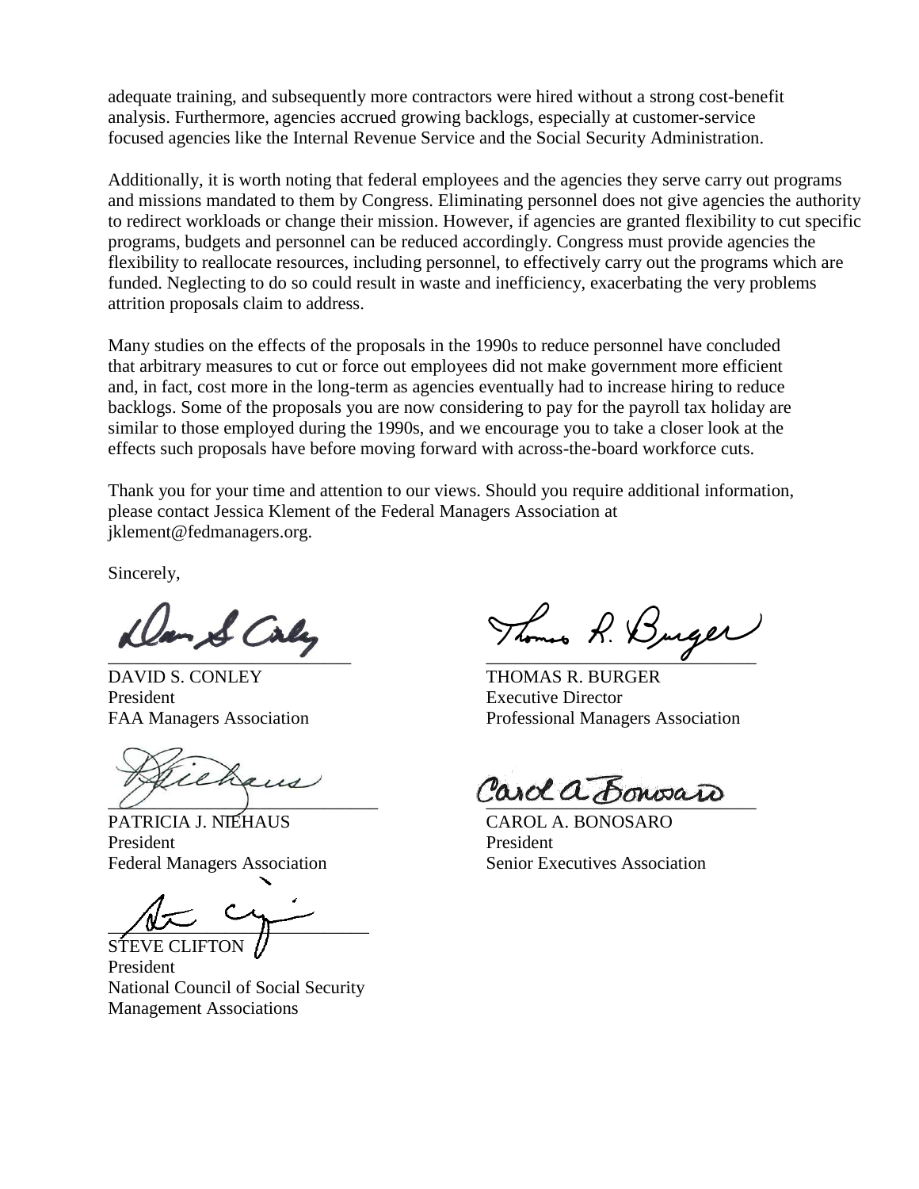adequate training, and subsequently more contractors were hired without a strong cost-benefit analysis. Furthermore, agencies accrued growing backlogs, especially at customer-service focused agencies like the Internal Revenue Service and the Social Security Administration.

Additionally, it is worth noting that federal employees and the agencies they serve carry out programs and missions mandated to them by Congress. Eliminating personnel does not give agencies the authority to redirect workloads or change their mission. However, if agencies are granted flexibility to cut specific programs, budgets and personnel can be reduced accordingly. Congress must provide agencies the flexibility to reallocate resources, including personnel, to effectively carry out the programs which are funded. Neglecting to do so could result in waste and inefficiency, exacerbating the very problems attrition proposals claim to address.

Many studies on the effects of the proposals in the 1990s to reduce personnel have concluded that arbitrary measures to cut or force out employees did not make government more efficient and, in fact, cost more in the long-term as agencies eventually had to increase hiring to reduce backlogs. Some of the proposals you are now considering to pay for the payroll tax holiday are similar to those employed during the 1990s, and we encourage you to take a closer look at the effects such proposals have before moving forward with across-the-board workforce cuts.

Thank you for your time and attention to our views. Should you require additional information, please contact Jessica Klement of the Federal Managers Association at jklement@fedmanagers.org.

Sincerely,

DAVID S. CONLEY
President
FAA Managers Association

THOMAS R. BURGER
Executive Director
Professional Managers Association

PATRICIA J. NIEHAUS
President
Federal Managers Association

CAROL A. BONOSARO
President
Senior Executives Association

STEVE CLIFTON
President
National Council of Social Security Management Associations